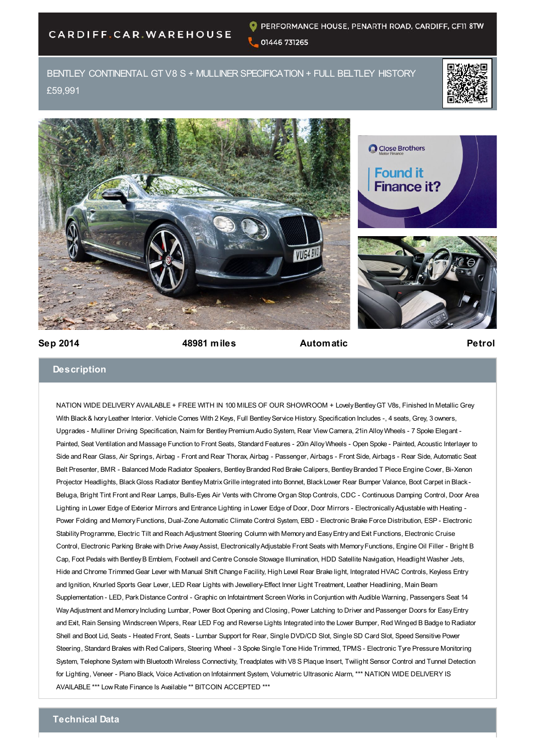CARDIFF.CAR.WAREHOUSE

PERFORMANCE HOUSE, PENARTH ROAD, CARDIFF, CF11 8TW

01446 731265

# BENTLEY CONTINENTAL GT V8 S + MULLINER SPECIFICATION + FULL BELTLEY HISTORY

£59,991

Close Brothers Motor Finance

Found it Finance it?

**Sep 2014** | **48981 miles** | **Automatic** | **Petrol**

## Description

NATION WIDE DELIVERY AVAILABLE + FREE WITH IN 100 MILES OF OUR SHOWROOM + Lovely Bentley GT V8s, Finished In Metallic Grey With Black & Ivory Leather Interior. Vehicle Comes With 2 Keys, Full Bentley Service History. Specification Includes -, 4 seats, Grey, 3 owners, Upgrades - Mulliner Driving Specification, Naim for Bentley Premium Audio System, Rear View Camera, 21in Alloy Wheels - 7 Spoke Elegant - Painted, Seat Ventilation and Massage Function to Front Seats, Standard Features - 20in Alloy Wheels - Open Spoke - Painted, Acoustic Interlayer to Side and Rear Glass, Air Springs, Airbag - Front and Rear Thorax, Airbag - Passenger, Airbags - Front Side, Airbags - Rear Side, Automatic Seat Belt Presenter, BMR - Balanced Mode Radiator Speakers, Bentley Branded Red Brake Calipers, Bentley Branded T Piece Engine Cover, Bi-Xenon Projector Headlights, Black Gloss Radiator Bentley Matrix Grille integrated into Bonnet, Black Lower Rear Bumper Valance, Boot Carpet in Black - Beluga, Bright Tint Front and Rear Lamps, Bulls-Eyes Air Vents with Chrome Organ Stop Controls, CDC - Continuous Damping Control, Door Area Lighting in Lower Edge of Exterior Mirrors and Entrance Lighting in Lower Edge of Door, Door Mirrors - Electronically Adjustable with Heating - Power Folding and Memory Functions, Dual-Zone Automatic Climate Control System, EBD - Electronic Brake Force Distribution, ESP - Electronic Stability Programme, Electric Tilt and Reach Adjustment Steering Column with Memory and Easy Entry and Exit Functions, Electronic Cruise Control, Electronic Parking Brake with Drive Away Assist, Electronically Adjustable Front Seats with Memory Functions, Engine Oil Filler - Bright B Cap, Foot Pedals with Bentley B Emblem, Footwell and Centre Console Stowage Illumination, HDD Satellite Navigation, Headlight Washer Jets, Hide and Chrome Trimmed Gear Lever with Manual Shift Change Facility, High Level Rear Brake light, Integrated HVAC Controls, Keyless Entry and Ignition, Knurled Sports Gear Lever, LED Rear Lights with Jewellery-Effect Inner Light Treatment, Leather Headlining, Main Beam Supplementation - LED, Park Distance Control - Graphic on Infotainment Screen Works in Conjuntion with Audible Warning, Passengers Seat 14 Way Adjustment and Memory Including Lumbar, Power Boot Opening and Closing, Power Latching to Driver and Passenger Doors for Easy Entry and Exit, Rain Sensing Windscreen Wipers, Rear LED Fog and Reverse Lights Integrated into the Lower Bumper, Red Winged B Badge to Radiator Shell and Boot Lid, Seats - Heated Front, Seats - Lumbar Support for Rear, Single DVD/CD Slot, Single SD Card Slot, Speed Sensitive Power Steering, Standard Brakes with Red Calipers, Steering Wheel - 3 Spoke Single Tone Hide Trimmed, TPMS - Electronic Tyre Pressure Monitoring System, Telephone System with Bluetooth Wireless Connectivity, Treadplates with V8 S Plaque Insert, Twilight Sensor Control and Tunnel Detection for Lighting, Veneer - Piano Black, Voice Activation on Infotainment System, Volumetric Ultrasonic Alarm, *** NATION WIDE DELIVERY IS AVAILABLE *** Low Rate Finance Is Available ** BITCOIN ACCEPTED ***

## Technical Data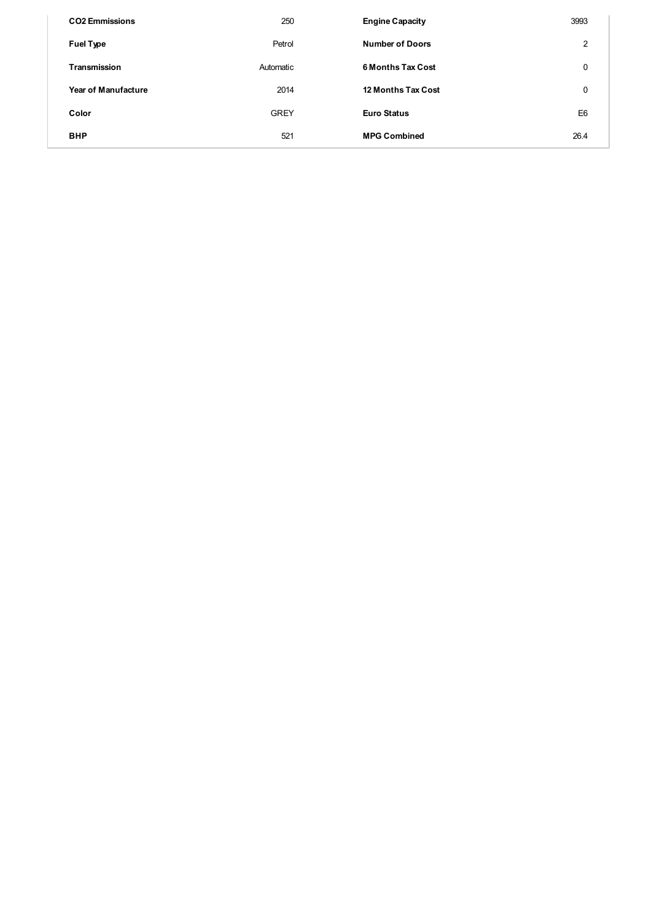| | | | |
|---|---|---|---|
| **CO2 Emmissions** | 250 | **Engine Capacity** | 3993 |
| **Fuel Type** | Petrol | **Number of Doors** | 2 |
| **Transmission** | Automatic | **6 Months Tax Cost** | 0 |
| **Year of Manufacture** | 2014 | **12 Months Tax Cost** | 0 |
| **Color** | GREY | **Euro Status** | E6 |
| **BHP** | 521 | **MPG Combined** | 26.4 |